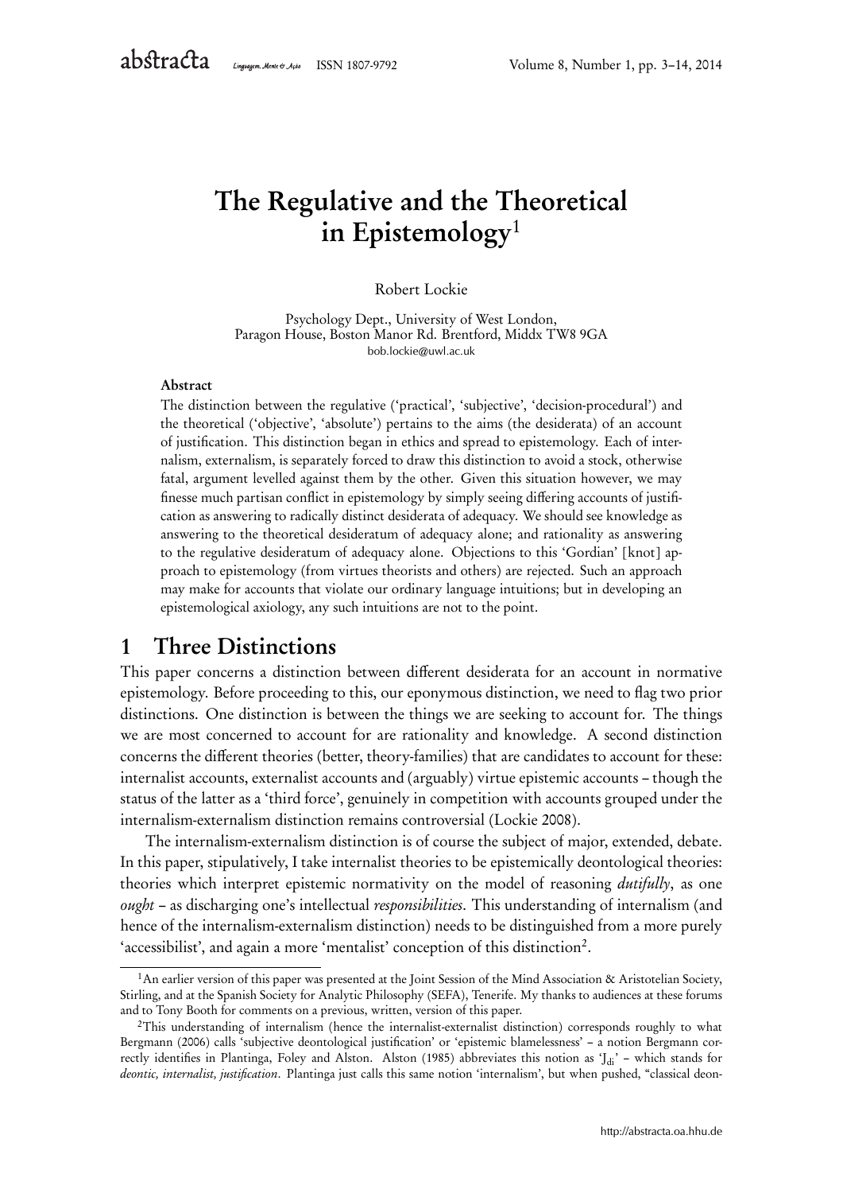# The Regulative and the Theoretical in Epistemology[1]

Robert Lockie

Psychology Dept., University of West London,
Paragon House, Boston Manor Rd. Brentford, Middx TW8 9GA
bob.lockie@uwl.ac.uk

#### Abstract

The distinction between the regulative ('practical', 'subjective', 'decision-procedural') and the theoretical ('objective', 'absolute') pertains to the aims (the desiderata) of an account of justification. This distinction began in ethics and spread to epistemology. Each of internalism, externalism, is separately forced to draw this distinction to avoid a stock, otherwise fatal, argument levelled against them by the other. Given this situation however, we may finesse much partisan conflict in epistemology by simply seeing differing accounts of justification as answering to radically distinct desiderata of adequacy. We should see knowledge as answering to the theoretical desideratum of adequacy alone; and rationality as answering to the regulative desideratum of adequacy alone. Objections to this 'Gordian' [knot] approach to epistemology (from virtues theorists and others) are rejected. Such an approach may make for accounts that violate our ordinary language intuitions; but in developing an epistemological axiology, any such intuitions are not to the point.

## 1 Three Distinctions

This paper concerns a distinction between different desiderata for an account in normative epistemology. Before proceeding to this, our eponymous distinction, we need to flag two prior distinctions. One distinction is between the things we are seeking to account for. The things we are most concerned to account for are rationality and knowledge. A second distinction concerns the different theories (better, theory-families) that are candidates to account for these: internalist accounts, externalist accounts and (arguably) virtue epistemic accounts – though the status of the latter as a 'third force', genuinely in competition with accounts grouped under the internalism-externalism distinction remains controversial (Lockie 2008).

The internalism-externalism distinction is of course the subject of major, extended, debate. In this paper, stipulatively, I take internalist theories to be epistemically deontological theories: theories which interpret epistemic normativity on the model of reasoning *dutifully*, as one *ought* – as discharging one's intellectual *responsibilities*. This understanding of internalism (and hence of the internalism-externalism distinction) needs to be distinguished from a more purely 'accessibilist', and again a more 'mentalist' conception of this distinction[2].

---

[1] An earlier version of this paper was presented at the Joint Session of the Mind Association & Aristotelian Society, Stirling, and at the Spanish Society for Analytic Philosophy (SEFA), Tenerife. My thanks to audiences at these forums and to Tony Booth for comments on a previous, written, version of this paper.

[2] This understanding of internalism (hence the internalist-externalist distinction) corresponds roughly to what Bergmann (2006) calls 'subjective deontological justification' or 'epistemic blamelessness' – a notion Bergmann correctly identifies in Plantinga, Foley and Alston. Alston (1985) abbreviates this notion as '$J_{di}$' – which stands for *deontic, internalist, justification*. Plantinga just calls this same notion 'internalism', but when pushed, "classical deon-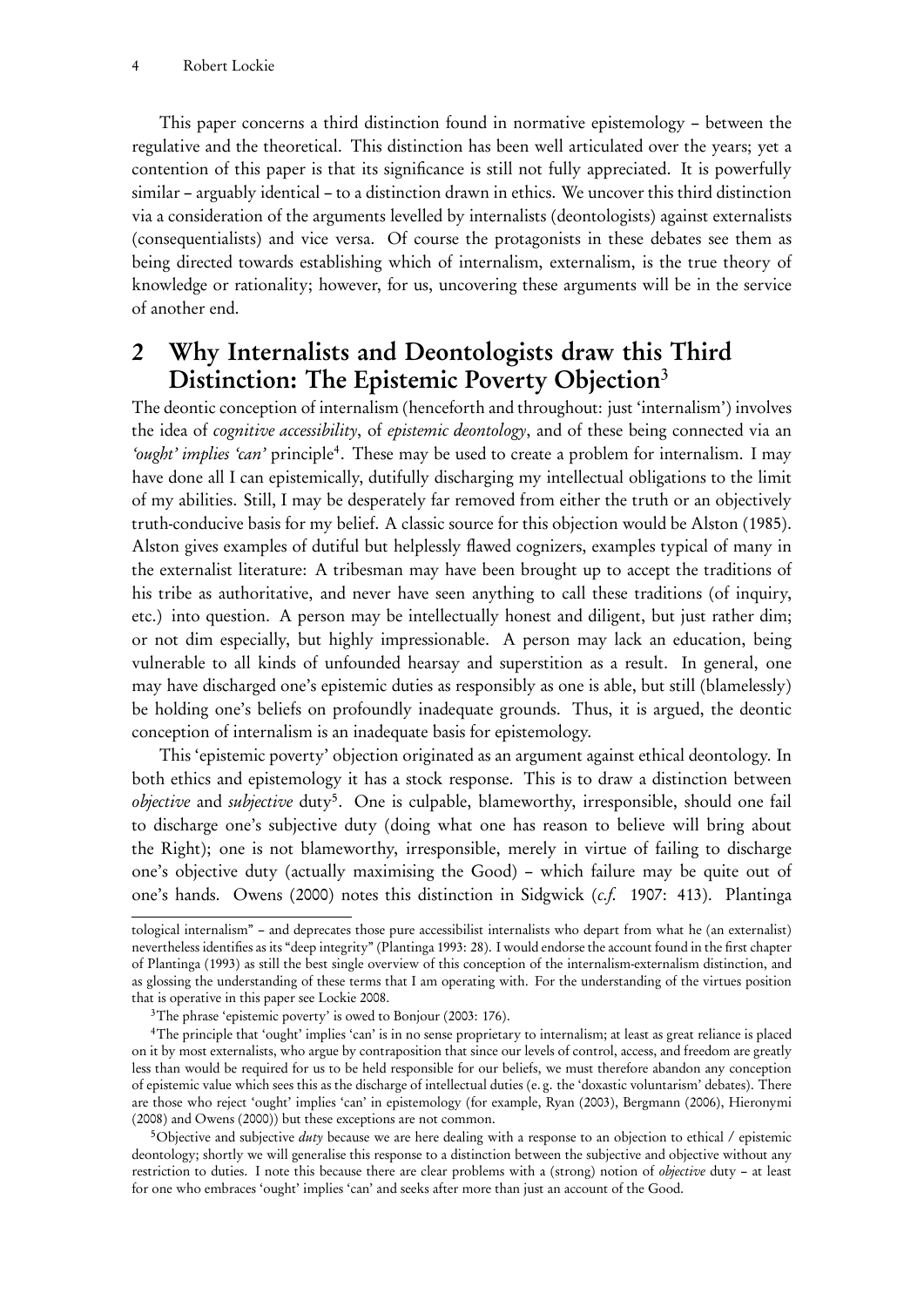This paper concerns a third distinction found in normative epistemology – between the regulative and the theoretical. This distinction has been well articulated over the years; yet a contention of this paper is that its significance is still not fully appreciated. It is powerfully similar – arguably identical – to a distinction drawn in ethics. We uncover this third distinction via a consideration of the arguments levelled by internalists (deontologists) against externalists (consequentialists) and vice versa. Of course the protagonists in these debates see them as being directed towards establishing which of internalism, externalism, is the true theory of knowledge or rationality; however, for us, uncovering these arguments will be in the service of another end.

## 2 Why Internalists and Deontologists draw this Third Distinction: The Epistemic Poverty Objection[3]

The deontic conception of internalism (henceforth and throughout: just 'internalism') involves the idea of *cognitive accessibility*, of *epistemic deontology*, and of these being connected via an *'ought' implies 'can'* principle[4]. These may be used to create a problem for internalism. I may have done all I can epistemically, dutifully discharging my intellectual obligations to the limit of my abilities. Still, I may be desperately far removed from either the truth or an objectively truth-conducive basis for my belief. A classic source for this objection would be Alston (1985). Alston gives examples of dutiful but helplessly flawed cognizers, examples typical of many in the externalist literature: A tribesman may have been brought up to accept the traditions of his tribe as authoritative, and never have seen anything to call these traditions (of inquiry, etc.) into question. A person may be intellectually honest and diligent, but just rather dim; or not dim especially, but highly impressionable. A person may lack an education, being vulnerable to all kinds of unfounded hearsay and superstition as a result. In general, one may have discharged one's epistemic duties as responsibly as one is able, but still (blamelessly) be holding one's beliefs on profoundly inadequate grounds. Thus, it is argued, the deontic conception of internalism is an inadequate basis for epistemology.

This 'epistemic poverty' objection originated as an argument against ethical deontology. In both ethics and epistemology it has a stock response. This is to draw a distinction between *objective* and *subjective* duty[5]. One is culpable, blameworthy, irresponsible, should one fail to discharge one's subjective duty (doing what one has reason to believe will bring about the Right); one is not blameworthy, irresponsible, merely in virtue of failing to discharge one's objective duty (actually maximising the Good) – which failure may be quite out of one's hands. Owens (2000) notes this distinction in Sidgwick (*c.f.* 1907: 413). Plantinga

tological internalism" – and deprecates those pure accessibilist internalists who depart from what he (an externalist) nevertheless identifies as its "deep integrity" (Plantinga 1993: 28). I would endorse the account found in the first chapter of Plantinga (1993) as still the best single overview of this conception of the internalism-externalism distinction, and as glossing the understanding of these terms that I am operating with. For the understanding of the virtues position that is operative in this paper see Lockie 2008.

[3]The phrase 'epistemic poverty' is owed to Bonjour (2003: 176).

[4]The principle that 'ought' implies 'can' is in no sense proprietary to internalism; at least as great reliance is placed on it by most externalists, who argue by contraposition that since our levels of control, access, and freedom are greatly less than would be required for us to be held responsible for our beliefs, we must therefore abandon any conception of epistemic value which sees this as the discharge of intellectual duties (e. g. the 'doxastic voluntarism' debates). There are those who reject 'ought' implies 'can' in epistemology (for example, Ryan (2003), Bergmann (2006), Hieronymi (2008) and Owens (2000)) but these exceptions are not common.

[5]Objective and subjective *duty* because we are here dealing with a response to an objection to ethical / epistemic deontology; shortly we will generalise this response to a distinction between the subjective and objective without any restriction to duties. I note this because there are clear problems with a (strong) notion of *objective* duty – at least for one who embraces 'ought' implies 'can' and seeks after more than just an account of the Good.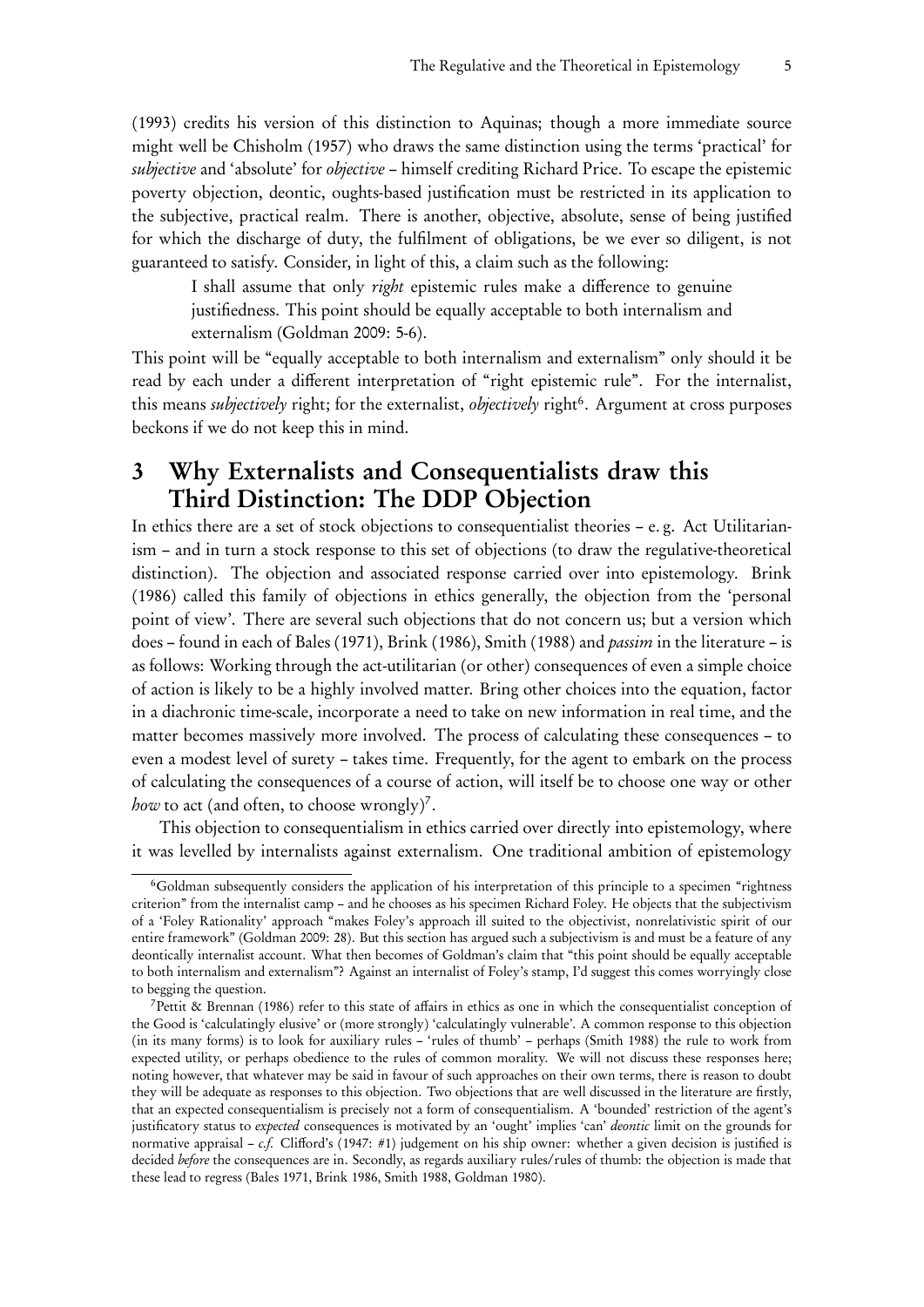(1993) credits his version of this distinction to Aquinas; though a more immediate source might well be Chisholm (1957) who draws the same distinction using the terms 'practical' for *subjective* and 'absolute' for *objective* – himself crediting Richard Price. To escape the epistemic poverty objection, deontic, oughts-based justification must be restricted in its application to the subjective, practical realm. There is another, objective, absolute, sense of being justified for which the discharge of duty, the fulfilment of obligations, be we ever so diligent, is not guaranteed to satisfy. Consider, in light of this, a claim such as the following:

> I shall assume that only *right* epistemic rules make a difference to genuine justifiedness. This point should be equally acceptable to both internalism and externalism (Goldman 2009: 5-6).

This point will be "equally acceptable to both internalism and externalism" only should it be read by each under a different interpretation of "right epistemic rule". For the internalist, this means *subjectively* right; for the externalist, *objectively* right[6]. Argument at cross purposes beckons if we do not keep this in mind.

## 3 Why Externalists and Consequentialists draw this Third Distinction: The DDP Objection

In ethics there are a set of stock objections to consequentialist theories – e. g. Act Utilitarianism – and in turn a stock response to this set of objections (to draw the regulative-theoretical distinction). The objection and associated response carried over into epistemology. Brink (1986) called this family of objections in ethics generally, the objection from the 'personal point of view'. There are several such objections that do not concern us; but a version which does – found in each of Bales (1971), Brink (1986), Smith (1988) and *passim* in the literature – is as follows: Working through the act-utilitarian (or other) consequences of even a simple choice of action is likely to be a highly involved matter. Bring other choices into the equation, factor in a diachronic time-scale, incorporate a need to take on new information in real time, and the matter becomes massively more involved. The process of calculating these consequences – to even a modest level of surety – takes time. Frequently, for the agent to embark on the process of calculating the consequences of a course of action, will itself be to choose one way or other *how* to act (and often, to choose wrongly)[7].

This objection to consequentialism in ethics carried over directly into epistemology, where it was levelled by internalists against externalism. One traditional ambition of epistemology

[6] Goldman subsequently considers the application of his interpretation of this principle to a specimen "rightness criterion" from the internalist camp – and he chooses as his specimen Richard Foley. He objects that the subjectivism of a 'Foley Rationality' approach "makes Foley's approach ill suited to the objectivist, nonrelativistic spirit of our entire framework" (Goldman 2009: 28). But this section has argued such a subjectivism is and must be a feature of any deontically internalist account. What then becomes of Goldman's claim that "this point should be equally acceptable to both internalism and externalism"? Against an internalist of Foley's stamp, I'd suggest this comes worryingly close to begging the question.

[7] Pettit & Brennan (1986) refer to this state of affairs in ethics as one in which the consequentialist conception of the Good is 'calculatingly elusive' or (more strongly) 'calculatingly vulnerable'. A common response to this objection (in its many forms) is to look for auxiliary rules – 'rules of thumb' – perhaps (Smith 1988) the rule to work from expected utility, or perhaps obedience to the rules of common morality. We will not discuss these responses here; noting however, that whatever may be said in favour of such approaches on their own terms, there is reason to doubt they will be adequate as responses to this objection. Two objections that are well discussed in the literature are firstly, that an expected consequentialism is precisely not a form of consequentialism. A 'bounded' restriction of the agent's justificatory status to *expected* consequences is motivated by an 'ought' implies 'can' *deontic* limit on the grounds for normative appraisal – *c.f.* Clifford's (1947: #1) judgement on his ship owner: whether a given decision is justified is decided *before* the consequences are in. Secondly, as regards auxiliary rules/rules of thumb: the objection is made that these lead to regress (Bales 1971, Brink 1986, Smith 1988, Goldman 1980).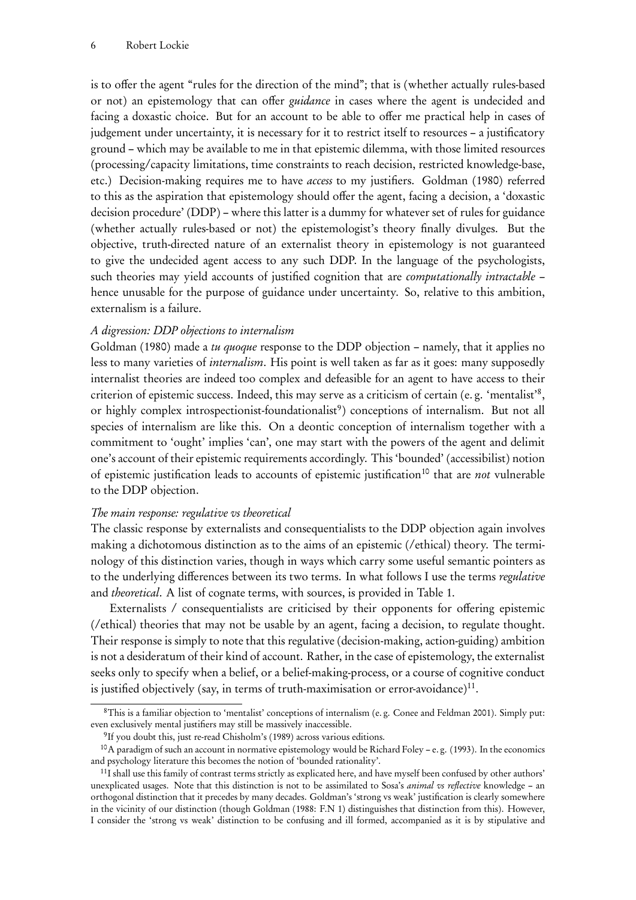is to offer the agent "rules for the direction of the mind"; that is (whether actually rules-based or not) an epistemology that can offer *guidance* in cases where the agent is undecided and facing a doxastic choice. But for an account to be able to offer me practical help in cases of judgement under uncertainty, it is necessary for it to restrict itself to resources – a justificatory ground – which may be available to me in that epistemic dilemma, with those limited resources (processing/capacity limitations, time constraints to reach decision, restricted knowledge-base, etc.) Decision-making requires me to have *access* to my justifiers. Goldman (1980) referred to this as the aspiration that epistemology should offer the agent, facing a decision, a 'doxastic decision procedure' (DDP) – where this latter is a dummy for whatever set of rules for guidance (whether actually rules-based or not) the epistemologist's theory finally divulges. But the objective, truth-directed nature of an externalist theory in epistemology is not guaranteed to give the undecided agent access to any such DDP. In the language of the psychologists, such theories may yield accounts of justified cognition that are *computationally intractable* – hence unusable for the purpose of guidance under uncertainty. So, relative to this ambition, externalism is a failure.

*A digression: DDP objections to internalism*

Goldman (1980) made a *tu quoque* response to the DDP objection – namely, that it applies no less to many varieties of *internalism*. His point is well taken as far as it goes: many supposedly internalist theories are indeed too complex and defeasible for an agent to have access to their criterion of epistemic success. Indeed, this may serve as a criticism of certain (e. g. 'mentalist'[8], or highly complex introspectionist-foundationalist[9]) conceptions of internalism. But not all species of internalism are like this. On a deontic conception of internalism together with a commitment to 'ought' implies 'can', one may start with the powers of the agent and delimit one's account of their epistemic requirements accordingly. This 'bounded' (accessibilist) notion of epistemic justification leads to accounts of epistemic justification[10] that are *not* vulnerable to the DDP objection.

*The main response: regulative vs theoretical*

The classic response by externalists and consequentialists to the DDP objection again involves making a dichotomous distinction as to the aims of an epistemic (/ethical) theory. The terminology of this distinction varies, though in ways which carry some useful semantic pointers as to the underlying differences between its two terms. In what follows I use the terms *regulative* and *theoretical*. A list of cognate terms, with sources, is provided in Table 1.

Externalists / consequentialists are criticised by their opponents for offering epistemic (/ethical) theories that may not be usable by an agent, facing a decision, to regulate thought. Their response is simply to note that this regulative (decision-making, action-guiding) ambition is not a desideratum of their kind of account. Rather, in the case of epistemology, the externalist seeks only to specify when a belief, or a belief-making-process, or a course of cognitive conduct is justified objectively (say, in terms of truth-maximisation or error-avoidance)[11].

[8] This is a familiar objection to 'mentalist' conceptions of internalism (e. g. Conee and Feldman 2001). Simply put: even exclusively mental justifiers may still be massively inaccessible.

[9] If you doubt this, just re-read Chisholm's (1989) across various editions.

[10] A paradigm of such an account in normative epistemology would be Richard Foley – e. g. (1993). In the economics and psychology literature this becomes the notion of 'bounded rationality'.

[11] I shall use this family of contrast terms strictly as explicated here, and have myself been confused by other authors' unexplicated usages. Note that this distinction is not to be assimilated to Sosa's *animal vs reflective* knowledge – an orthogonal distinction that it precedes by many decades. Goldman's 'strong vs weak' justification is clearly somewhere in the vicinity of our distinction (though Goldman (1988: F.N 1) distinguishes that distinction from this). However, I consider the 'strong vs weak' distinction to be confusing and ill formed, accompanied as it is by stipulative and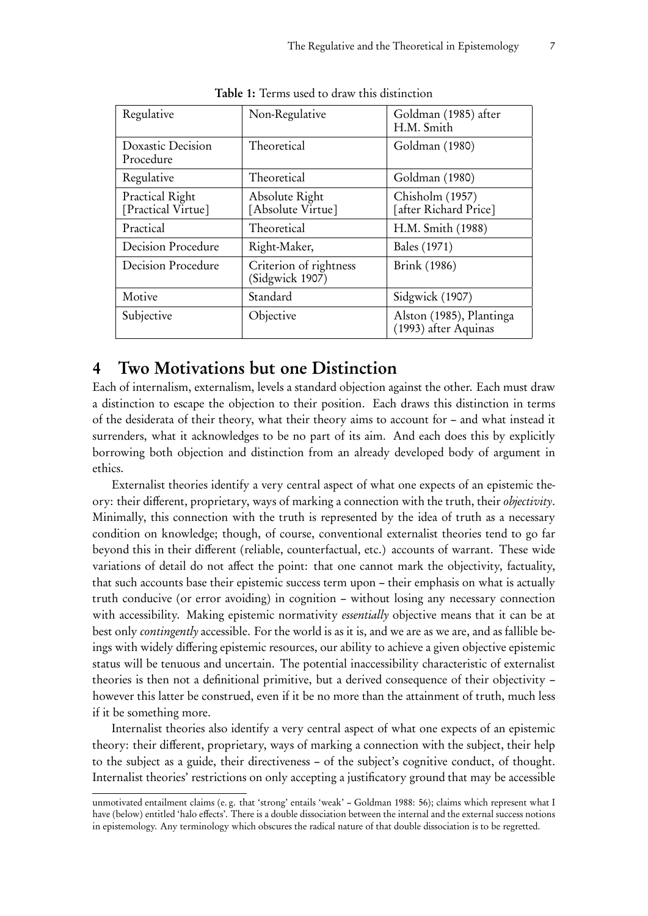**Table 1:** Terms used to draw this distinction

| | | |
|---|---|---|
| Regulative | Non-Regulative | Goldman (1985) after H.M. Smith |
| Doxastic Decision Procedure | Theoretical | Goldman (1980) |
| Regulative | Theoretical | Goldman (1980) |
| Practical Right [Practical Virtue] | Absolute Right [Absolute Virtue] | Chisholm (1957) [after Richard Price] |
| Practical | Theoretical | H.M. Smith (1988) |
| Decision Procedure | Right-Maker, | Bales (1971) |
| Decision Procedure | Criterion of rightness (Sidgwick 1907) | Brink (1986) |
| Motive | Standard | Sidgwick (1907) |
| Subjective | Objective | Alston (1985), Plantinga (1993) after Aquinas |

# 4 Two Motivations but one Distinction

Each of internalism, externalism, levels a standard objection against the other. Each must draw a distinction to escape the objection to their position. Each draws this distinction in terms of the desiderata of their theory, what their theory aims to account for – and what instead it surrenders, what it acknowledges to be no part of its aim. And each does this by explicitly borrowing both objection and distinction from an already developed body of argument in ethics.

Externalist theories identify a very central aspect of what one expects of an epistemic theory: their different, proprietary, ways of marking a connection with the truth, their *objectivity*. Minimally, this connection with the truth is represented by the idea of truth as a necessary condition on knowledge; though, of course, conventional externalist theories tend to go far beyond this in their different (reliable, counterfactual, etc.) accounts of warrant. These wide variations of detail do not affect the point: that one cannot mark the objectivity, factuality, that such accounts base their epistemic success term upon – their emphasis on what is actually truth conducive (or error avoiding) in cognition – without losing any necessary connection with accessibility. Making epistemic normativity *essentially* objective means that it can be at best only *contingently* accessible. For the world is as it is, and we are as we are, and as fallible beings with widely differing epistemic resources, our ability to achieve a given objective epistemic status will be tenuous and uncertain. The potential inaccessibility characteristic of externalist theories is then not a definitional primitive, but a derived consequence of their objectivity – however this latter be construed, even if it be no more than the attainment of truth, much less if it be something more.

Internalist theories also identify a very central aspect of what one expects of an epistemic theory: their different, proprietary, ways of marking a connection with the subject, their help to the subject as a guide, their directiveness – of the subject's cognitive conduct, of thought. Internalist theories' restrictions on only accepting a justificatory ground that may be accessible

unmotivated entailment claims (e. g. that 'strong' entails 'weak' – Goldman 1988: 56); claims which represent what I have (below) entitled 'halo effects'. There is a double dissociation between the internal and the external success notions in epistemology. Any terminology which obscures the radical nature of that double dissociation is to be regretted.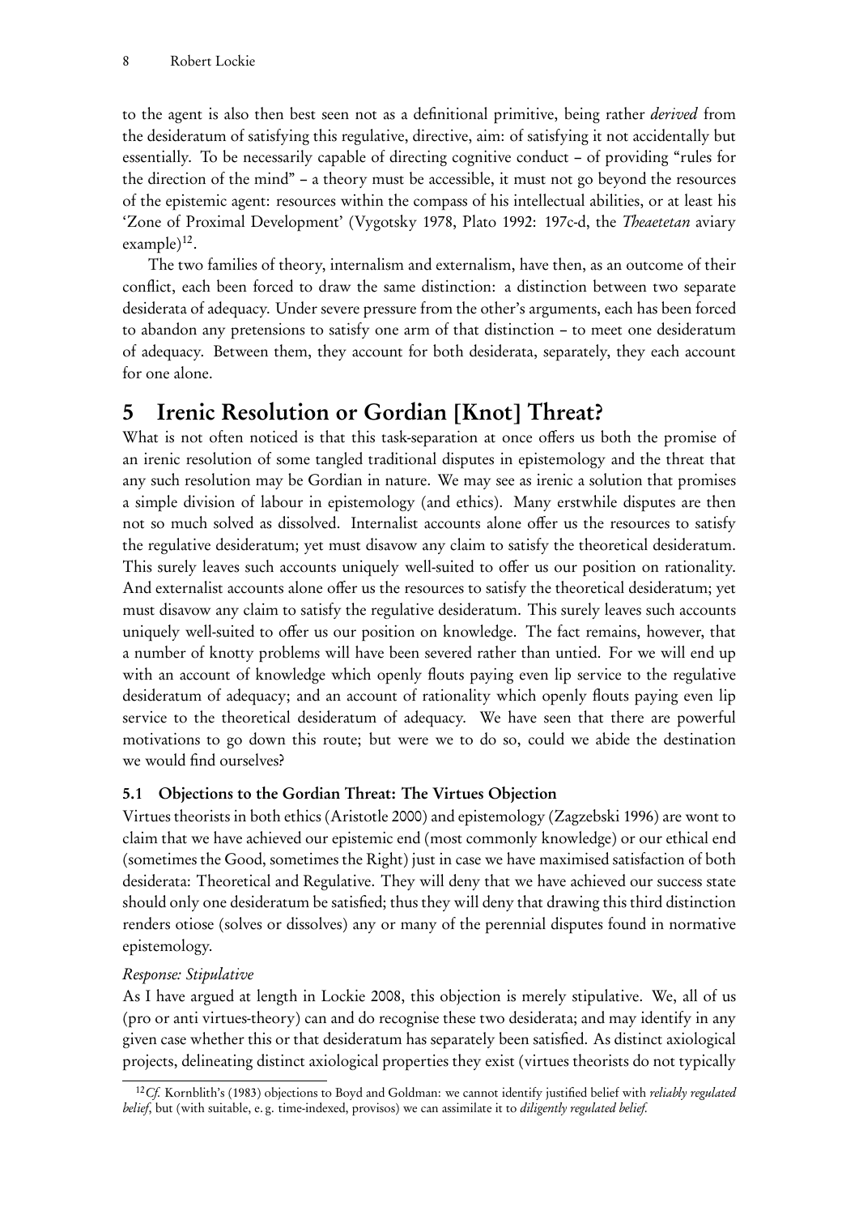to the agent is also then best seen not as a definitional primitive, being rather *derived* from the desideratum of satisfying this regulative, directive, aim: of satisfying it not accidentally but essentially. To be necessarily capable of directing cognitive conduct – of providing "rules for the direction of the mind" – a theory must be accessible, it must not go beyond the resources of the epistemic agent: resources within the compass of his intellectual abilities, or at least his 'Zone of Proximal Development' (Vygotsky 1978, Plato 1992: 197c-d, the *Theaetetan* aviary example)[12].

The two families of theory, internalism and externalism, have then, as an outcome of their conflict, each been forced to draw the same distinction: a distinction between two separate desiderata of adequacy. Under severe pressure from the other's arguments, each has been forced to abandon any pretensions to satisfy one arm of that distinction – to meet one desideratum of adequacy. Between them, they account for both desiderata, separately, they each account for one alone.

# 5 Irenic Resolution or Gordian [Knot] Threat?

What is not often noticed is that this task-separation at once offers us both the promise of an irenic resolution of some tangled traditional disputes in epistemology and the threat that any such resolution may be Gordian in nature. We may see as irenic a solution that promises a simple division of labour in epistemology (and ethics). Many erstwhile disputes are then not so much solved as dissolved. Internalist accounts alone offer us the resources to satisfy the regulative desideratum; yet must disavow any claim to satisfy the theoretical desideratum. This surely leaves such accounts uniquely well-suited to offer us our position on rationality. And externalist accounts alone offer us the resources to satisfy the theoretical desideratum; yet must disavow any claim to satisfy the regulative desideratum. This surely leaves such accounts uniquely well-suited to offer us our position on knowledge. The fact remains, however, that a number of knotty problems will have been severed rather than untied. For we will end up with an account of knowledge which openly flouts paying even lip service to the regulative desideratum of adequacy; and an account of rationality which openly flouts paying even lip service to the theoretical desideratum of adequacy. We have seen that there are powerful motivations to go down this route; but were we to do so, could we abide the destination we would find ourselves?

## 5.1 Objections to the Gordian Threat: The Virtues Objection

Virtues theorists in both ethics (Aristotle 2000) and epistemology (Zagzebski 1996) are wont to claim that we have achieved our epistemic end (most commonly knowledge) or our ethical end (sometimes the Good, sometimes the Right) just in case we have maximised satisfaction of both desiderata: Theoretical and Regulative. They will deny that we have achieved our success state should only one desideratum be satisfied; thus they will deny that drawing this third distinction renders otiose (solves or dissolves) any or many of the perennial disputes found in normative epistemology.

*Response: Stipulative*

As I have argued at length in Lockie 2008, this objection is merely stipulative. We, all of us (pro or anti virtues-theory) can and do recognise these two desiderata; and may identify in any given case whether this or that desideratum has separately been satisfied. As distinct axiological projects, delineating distinct axiological properties they exist (virtues theorists do not typically

[12] *Cf.* Kornblith's (1983) objections to Boyd and Goldman: we cannot identify justified belief with *reliably regulated belief*, but (with suitable, e. g. time-indexed, provisos) we can assimilate it to *diligently regulated belief.*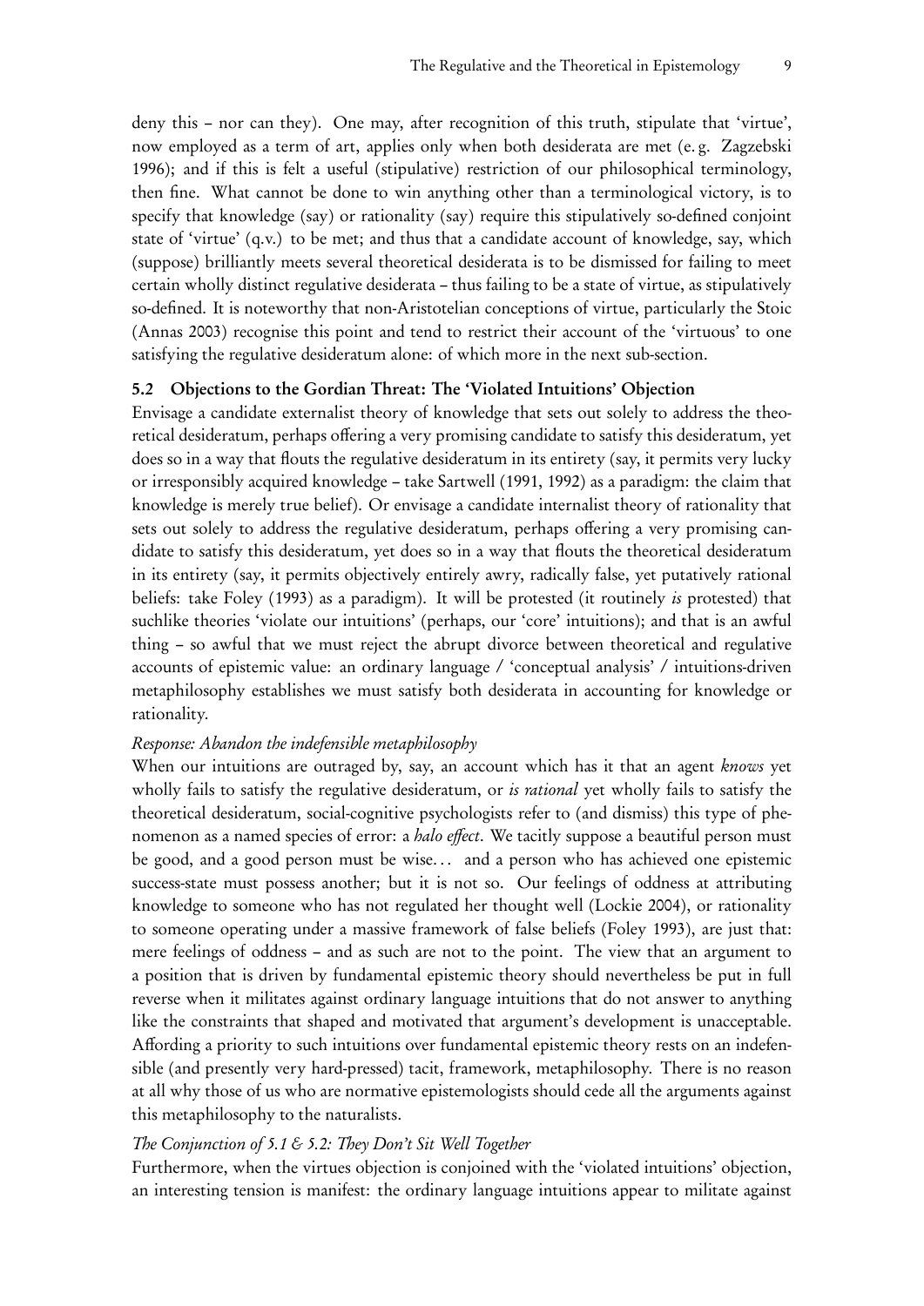deny this – nor can they). One may, after recognition of this truth, stipulate that 'virtue', now employed as a term of art, applies only when both desiderata are met (e. g. Zagzebski 1996); and if this is felt a useful (stipulative) restriction of our philosophical terminology, then fine. What cannot be done to win anything other than a terminological victory, is to specify that knowledge (say) or rationality (say) require this stipulatively so-defined conjoint state of 'virtue' (q.v.) to be met; and thus that a candidate account of knowledge, say, which (suppose) brilliantly meets several theoretical desiderata is to be dismissed for failing to meet certain wholly distinct regulative desiderata – thus failing to be a state of virtue, as stipulatively so-defined. It is noteworthy that non-Aristotelian conceptions of virtue, particularly the Stoic (Annas 2003) recognise this point and tend to restrict their account of the 'virtuous' to one satisfying the regulative desideratum alone: of which more in the next sub-section.

### 5.2 Objections to the Gordian Threat: The 'Violated Intuitions' Objection

Envisage a candidate externalist theory of knowledge that sets out solely to address the theoretical desideratum, perhaps offering a very promising candidate to satisfy this desideratum, yet does so in a way that flouts the regulative desideratum in its entirety (say, it permits very lucky or irresponsibly acquired knowledge – take Sartwell (1991, 1992) as a paradigm: the claim that knowledge is merely true belief). Or envisage a candidate internalist theory of rationality that sets out solely to address the regulative desideratum, perhaps offering a very promising candidate to satisfy this desideratum, yet does so in a way that flouts the theoretical desideratum in its entirety (say, it permits objectively entirely awry, radically false, yet putatively rational beliefs: take Foley (1993) as a paradigm). It will be protested (it routinely *is* protested) that suchlike theories 'violate our intuitions' (perhaps, our 'core' intuitions); and that is an awful thing – so awful that we must reject the abrupt divorce between theoretical and regulative accounts of epistemic value: an ordinary language / 'conceptual analysis' / intuitions-driven metaphilosophy establishes we must satisfy both desiderata in accounting for knowledge or rationality.

*Response: Abandon the indefensible metaphilosophy*

When our intuitions are outraged by, say, an account which has it that an agent *knows* yet wholly fails to satisfy the regulative desideratum, or *is rational* yet wholly fails to satisfy the theoretical desideratum, social-cognitive psychologists refer to (and dismiss) this type of phenomenon as a named species of error: a *halo effect*. We tacitly suppose a beautiful person must be good, and a good person must be wise… and a person who has achieved one epistemic success-state must possess another; but it is not so. Our feelings of oddness at attributing knowledge to someone who has not regulated her thought well (Lockie 2004), or rationality to someone operating under a massive framework of false beliefs (Foley 1993), are just that: mere feelings of oddness – and as such are not to the point. The view that an argument to a position that is driven by fundamental epistemic theory should nevertheless be put in full reverse when it militates against ordinary language intuitions that do not answer to anything like the constraints that shaped and motivated that argument's development is unacceptable. Affording a priority to such intuitions over fundamental epistemic theory rests on an indefensible (and presently very hard-pressed) tacit, framework, metaphilosophy. There is no reason at all why those of us who are normative epistemologists should cede all the arguments against this metaphilosophy to the naturalists.

*The Conjunction of 5.1 & 5.2: They Don't Sit Well Together*

Furthermore, when the virtues objection is conjoined with the 'violated intuitions' objection, an interesting tension is manifest: the ordinary language intuitions appear to militate against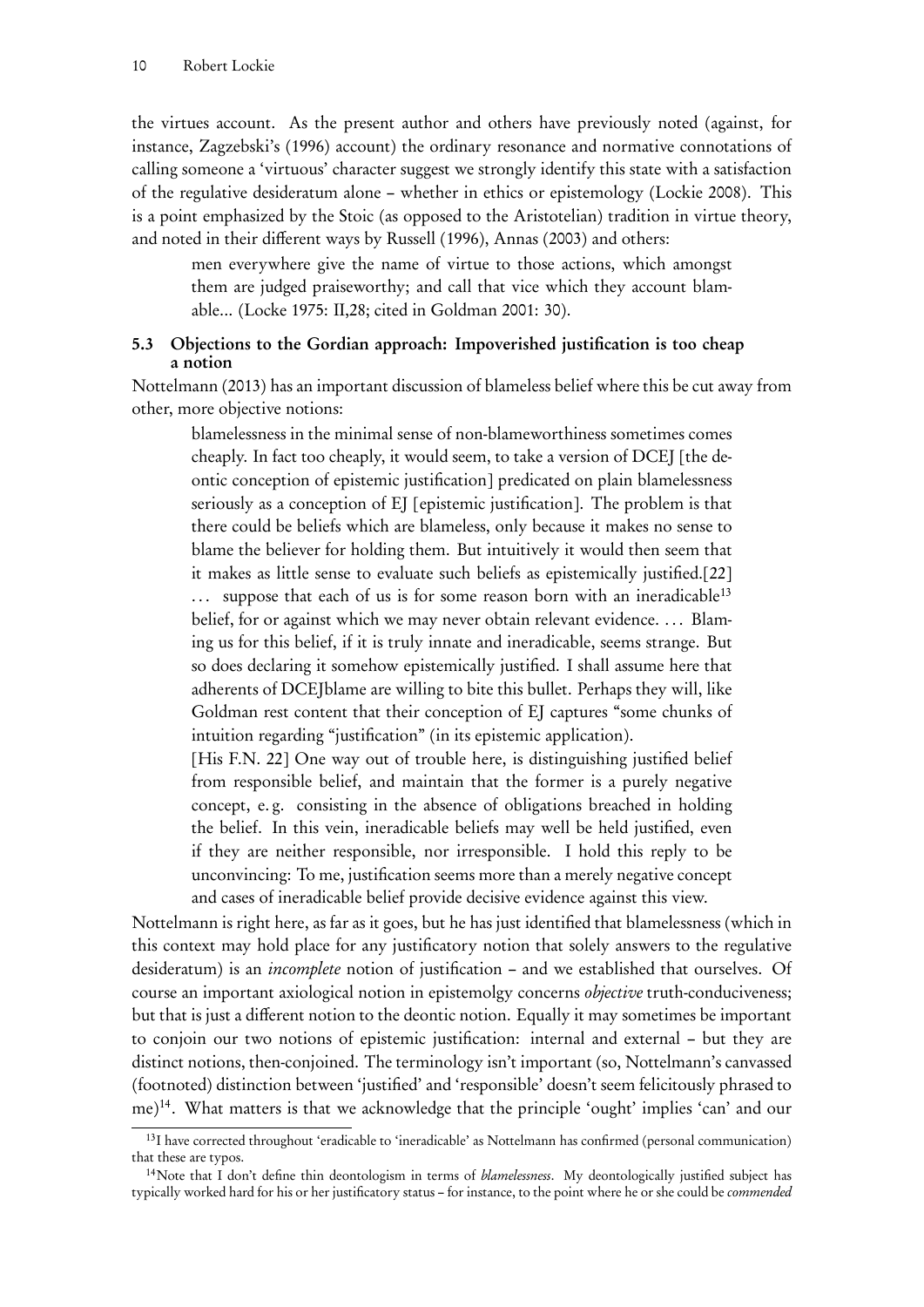the virtues account. As the present author and others have previously noted (against, for instance, Zagzebski's (1996) account) the ordinary resonance and normative connotations of calling someone a 'virtuous' character suggest we strongly identify this state with a satisfaction of the regulative desideratum alone – whether in ethics or epistemology (Lockie 2008). This is a point emphasized by the Stoic (as opposed to the Aristotelian) tradition in virtue theory, and noted in their different ways by Russell (1996), Annas (2003) and others:

> men everywhere give the name of virtue to those actions, which amongst them are judged praiseworthy; and call that vice which they account blamable... (Locke 1975: II,28; cited in Goldman 2001: 30).

### 5.3 Objections to the Gordian approach: Impoverished justification is too cheap a notion

Nottelmann (2013) has an important discussion of blameless belief where this be cut away from other, more objective notions:

> blamelessness in the minimal sense of non-blameworthiness sometimes comes cheaply. In fact too cheaply, it would seem, to take a version of DCEJ [the deontic conception of epistemic justification] predicated on plain blamelessness seriously as a conception of EJ [epistemic justification]. The problem is that there could be beliefs which are blameless, only because it makes no sense to blame the believer for holding them. But intuitively it would then seem that it makes as little sense to evaluate such beliefs as epistemically justified.[22] ... suppose that each of us is for some reason born with an ineradicable[13] belief, for or against which we may never obtain relevant evidence. ... Blaming us for this belief, if it is truly innate and ineradicable, seems strange. But so does declaring it somehow epistemically justified. I shall assume here that adherents of DCEJblame are willing to bite this bullet. Perhaps they will, like Goldman rest content that their conception of EJ captures "some chunks of intuition regarding "justification" (in its epistemic application).
>
> [His F.N. 22] One way out of trouble here, is distinguishing justified belief from responsible belief, and maintain that the former is a purely negative concept, e. g. consisting in the absence of obligations breached in holding the belief. In this vein, ineradicable beliefs may well be held justified, even if they are neither responsible, nor irresponsible. I hold this reply to be unconvincing: To me, justification seems more than a merely negative concept and cases of ineradicable belief provide decisive evidence against this view.

Nottelmann is right here, as far as it goes, but he has just identified that blamelessness (which in this context may hold place for any justificatory notion that solely answers to the regulative desideratum) is an *incomplete* notion of justification – and we established that ourselves. Of course an important axiological notion in epistemolgy concerns *objective* truth-conduciveness; but that is just a different notion to the deontic notion. Equally it may sometimes be important to conjoin our two notions of epistemic justification: internal and external – but they are distinct notions, then-conjoined. The terminology isn't important (so, Nottelmann's canvassed (footnoted) distinction between 'justified' and 'responsible' doesn't seem felicitously phrased to me)[14]. What matters is that we acknowledge that the principle 'ought' implies 'can' and our

[13] I have corrected throughout 'eradicable to 'ineradicable' as Nottelmann has confirmed (personal communication) that these are typos.

[14] Note that I don't define thin deontologism in terms of *blamelessness*. My deontologically justified subject has typically worked hard for his or her justificatory status – for instance, to the point where he or she could be *commended*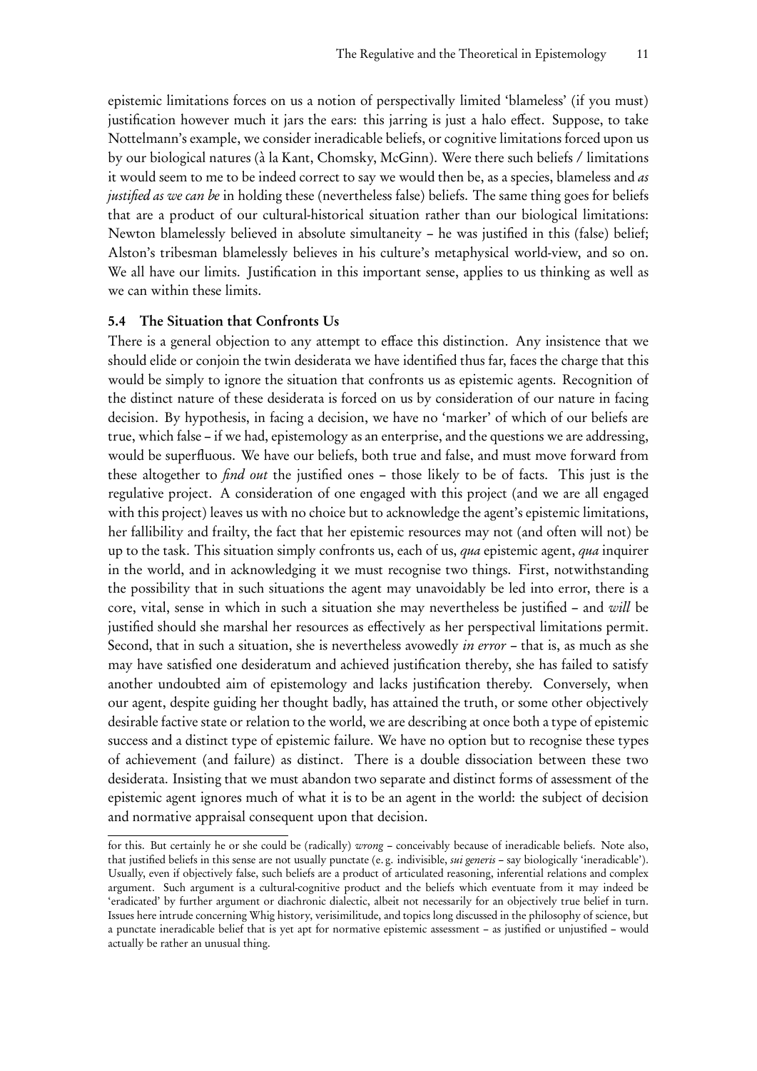epistemic limitations forces on us a notion of perspectivally limited 'blameless' (if you must) justification however much it jars the ears: this jarring is just a halo effect. Suppose, to take Nottelmann's example, we consider ineradicable beliefs, or cognitive limitations forced upon us by our biological natures (à la Kant, Chomsky, McGinn). Were there such beliefs / limitations it would seem to me to be indeed correct to say we would then be, as a species, blameless and *as justified as we can be* in holding these (nevertheless false) beliefs. The same thing goes for beliefs that are a product of our cultural-historical situation rather than our biological limitations: Newton blamelessly believed in absolute simultaneity – he was justified in this (false) belief; Alston's tribesman blamelessly believes in his culture's metaphysical world-view, and so on. We all have our limits. Justification in this important sense, applies to us thinking as well as we can within these limits.

### 5.4 The Situation that Confronts Us

There is a general objection to any attempt to efface this distinction. Any insistence that we should elide or conjoin the twin desiderata we have identified thus far, faces the charge that this would be simply to ignore the situation that confronts us as epistemic agents. Recognition of the distinct nature of these desiderata is forced on us by consideration of our nature in facing decision. By hypothesis, in facing a decision, we have no 'marker' of which of our beliefs are true, which false – if we had, epistemology as an enterprise, and the questions we are addressing, would be superfluous. We have our beliefs, both true and false, and must move forward from these altogether to *find out* the justified ones – those likely to be of facts. This just is the regulative project. A consideration of one engaged with this project (and we are all engaged with this project) leaves us with no choice but to acknowledge the agent's epistemic limitations, her fallibility and frailty, the fact that her epistemic resources may not (and often will not) be up to the task. This situation simply confronts us, each of us, *qua* epistemic agent, *qua* inquirer in the world, and in acknowledging it we must recognise two things. First, notwithstanding the possibility that in such situations the agent may unavoidably be led into error, there is a core, vital, sense in which in such a situation she may nevertheless be justified – and *will* be justified should she marshal her resources as effectively as her perspectival limitations permit. Second, that in such a situation, she is nevertheless avowedly *in error* – that is, as much as she may have satisfied one desideratum and achieved justification thereby, she has failed to satisfy another undoubted aim of epistemology and lacks justification thereby. Conversely, when our agent, despite guiding her thought badly, has attained the truth, or some other objectively desirable factive state or relation to the world, we are describing at once both a type of epistemic success and a distinct type of epistemic failure. We have no option but to recognise these types of achievement (and failure) as distinct. There is a double dissociation between these two desiderata. Insisting that we must abandon two separate and distinct forms of assessment of the epistemic agent ignores much of what it is to be an agent in the world: the subject of decision and normative appraisal consequent upon that decision.

---

for this. But certainly he or she could be (radically) *wrong* – conceivably because of ineradicable beliefs. Note also, that justified beliefs in this sense are not usually punctate (e. g. indivisible, *sui generis* – say biologically 'ineradicable'). Usually, even if objectively false, such beliefs are a product of articulated reasoning, inferential relations and complex argument. Such argument is a cultural-cognitive product and the beliefs which eventuate from it may indeed be 'eradicated' by further argument or diachronic dialectic, albeit not necessarily for an objectively true belief in turn. Issues here intrude concerning Whig history, verisimilitude, and topics long discussed in the philosophy of science, but a punctate ineradicable belief that is yet apt for normative epistemic assessment – as justified or unjustified – would actually be rather an unusual thing.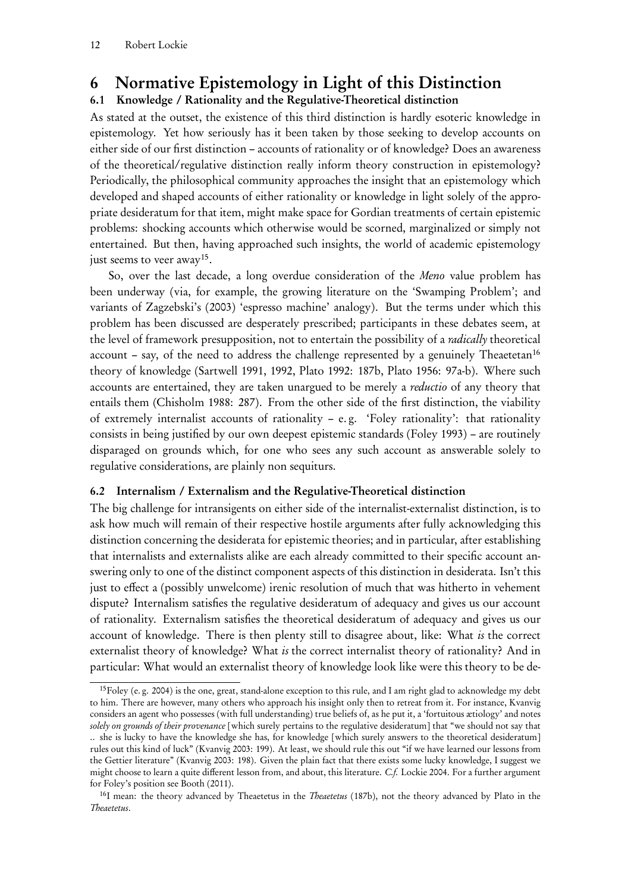# 6 Normative Epistemology in Light of this Distinction

## 6.1 Knowledge / Rationality and the Regulative-Theoretical distinction

As stated at the outset, the existence of this third distinction is hardly esoteric knowledge in epistemology. Yet how seriously has it been taken by those seeking to develop accounts on either side of our first distinction – accounts of rationality or of knowledge? Does an awareness of the theoretical/regulative distinction really inform theory construction in epistemology? Periodically, the philosophical community approaches the insight that an epistemology which developed and shaped accounts of either rationality or knowledge in light solely of the appropriate desideratum for that item, might make space for Gordian treatments of certain epistemic problems: shocking accounts which otherwise would be scorned, marginalized or simply not entertained. But then, having approached such insights, the world of academic epistemology just seems to veer away[15].

So, over the last decade, a long overdue consideration of the *Meno* value problem has been underway (via, for example, the growing literature on the 'Swamping Problem'; and variants of Zagzebski's (2003) 'espresso machine' analogy). But the terms under which this problem has been discussed are desperately prescribed; participants in these debates seem, at the level of framework presupposition, not to entertain the possibility of a *radically* theoretical account – say, of the need to address the challenge represented by a genuinely Theaetetan[16] theory of knowledge (Sartwell 1991, 1992, Plato 1992: 187b, Plato 1956: 97a-b). Where such accounts are entertained, they are taken unargued to be merely a *reductio* of any theory that entails them (Chisholm 1988: 287). From the other side of the first distinction, the viability of extremely internalist accounts of rationality – e. g. 'Foley rationality': that rationality consists in being justified by our own deepest epistemic standards (Foley 1993) – are routinely disparaged on grounds which, for one who sees any such account as answerable solely to regulative considerations, are plainly non sequiturs.

## 6.2 Internalism / Externalism and the Regulative-Theoretical distinction

The big challenge for intransigents on either side of the internalist-externalist distinction, is to ask how much will remain of their respective hostile arguments after fully acknowledging this distinction concerning the desiderata for epistemic theories; and in particular, after establishing that internalists and externalists alike are each already committed to their specific account answering only to one of the distinct component aspects of this distinction in desiderata. Isn't this just to effect a (possibly unwelcome) irenic resolution of much that was hitherto in vehement dispute? Internalism satisfies the regulative desideratum of adequacy and gives us our account of rationality. Externalism satisfies the theoretical desideratum of adequacy and gives us our account of knowledge. There is then plenty still to disagree about, like: What *is* the correct externalist theory of knowledge? What *is* the correct internalist theory of rationality? And in particular: What would an externalist theory of knowledge look like were this theory to be de-

[15] Foley (e. g. 2004) is the one, great, stand-alone exception to this rule, and I am right glad to acknowledge my debt to him. There are however, many others who approach his insight only then to retreat from it. For instance, Kvanvig considers an agent who possesses (with full understanding) true beliefs of, as he put it, a 'fortuitous ætiology' and notes *solely on grounds of their provenance* [which surely pertains to the regulative desideratum] that "we should not say that .. she is lucky to have the knowledge she has, for knowledge [which surely answers to the theoretical desideratum] rules out this kind of luck" (Kvanvig 2003: 199). At least, we should rule this out "if we have learned our lessons from the Gettier literature" (Kvanvig 2003: 198). Given the plain fact that there exists some lucky knowledge, I suggest we might choose to learn a quite different lesson from, and about, this literature. *C.f.* Lockie 2004. For a further argument for Foley's position see Booth (2011).

[16] I mean: the theory advanced by Theaetetus in the *Theaetetus* (187b), not the theory advanced by Plato in the *Theaetetus*.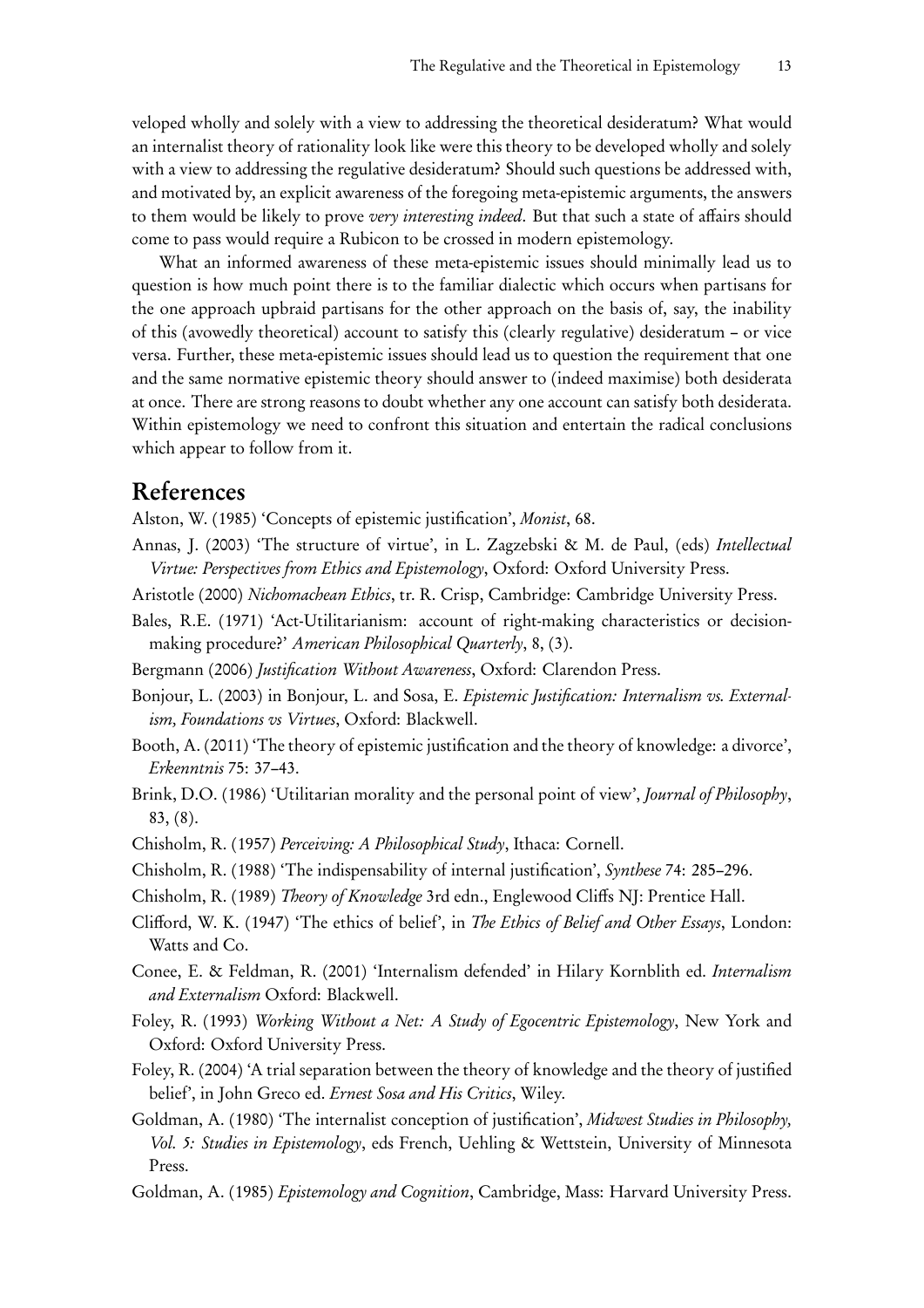veloped wholly and solely with a view to addressing the theoretical desideratum? What would an internalist theory of rationality look like were this theory to be developed wholly and solely with a view to addressing the regulative desideratum? Should such questions be addressed with, and motivated by, an explicit awareness of the foregoing meta-epistemic arguments, the answers to them would be likely to prove *very interesting indeed*. But that such a state of affairs should come to pass would require a Rubicon to be crossed in modern epistemology.

What an informed awareness of these meta-epistemic issues should minimally lead us to question is how much point there is to the familiar dialectic which occurs when partisans for the one approach upbraid partisans for the other approach on the basis of, say, the inability of this (avowedly theoretical) account to satisfy this (clearly regulative) desideratum – or vice versa. Further, these meta-epistemic issues should lead us to question the requirement that one and the same normative epistemic theory should answer to (indeed maximise) both desiderata at once. There are strong reasons to doubt whether any one account can satisfy both desiderata. Within epistemology we need to confront this situation and entertain the radical conclusions which appear to follow from it.

## References

Alston, W. (1985) 'Concepts of epistemic justification', *Monist*, 68.

Annas, J. (2003) 'The structure of virtue', in L. Zagzebski & M. de Paul, (eds) *Intellectual Virtue: Perspectives from Ethics and Epistemology*, Oxford: Oxford University Press.

Aristotle (2000) *Nichomachean Ethics*, tr. R. Crisp, Cambridge: Cambridge University Press.

Bales, R.E. (1971) 'Act-Utilitarianism: account of right-making characteristics or decision-making procedure?' *American Philosophical Quarterly*, 8, (3).

Bergmann (2006) *Justification Without Awareness*, Oxford: Clarendon Press.

Bonjour, L. (2003) in Bonjour, L. and Sosa, E. *Epistemic Justification: Internalism vs. Externalism, Foundations vs Virtues*, Oxford: Blackwell.

Booth, A. (2011) 'The theory of epistemic justification and the theory of knowledge: a divorce', *Erkenntnis* 75: 37–43.

Brink, D.O. (1986) 'Utilitarian morality and the personal point of view', *Journal of Philosophy*, 83, (8).

Chisholm, R. (1957) *Perceiving: A Philosophical Study*, Ithaca: Cornell.

Chisholm, R. (1988) 'The indispensability of internal justification', *Synthese* 74: 285–296.

Chisholm, R. (1989) *Theory of Knowledge* 3rd edn., Englewood Cliffs NJ: Prentice Hall.

Clifford, W. K. (1947) 'The ethics of belief', in *The Ethics of Belief and Other Essays*, London: Watts and Co.

Conee, E. & Feldman, R. (2001) 'Internalism defended' in Hilary Kornblith ed. *Internalism and Externalism* Oxford: Blackwell.

Foley, R. (1993) *Working Without a Net: A Study of Egocentric Epistemology*, New York and Oxford: Oxford University Press.

Foley, R. (2004) 'A trial separation between the theory of knowledge and the theory of justified belief', in John Greco ed. *Ernest Sosa and His Critics*, Wiley.

Goldman, A. (1980) 'The internalist conception of justification', *Midwest Studies in Philosophy, Vol. 5: Studies in Epistemology*, eds French, Uehling & Wettstein, University of Minnesota Press.

Goldman, A. (1985) *Epistemology and Cognition*, Cambridge, Mass: Harvard University Press.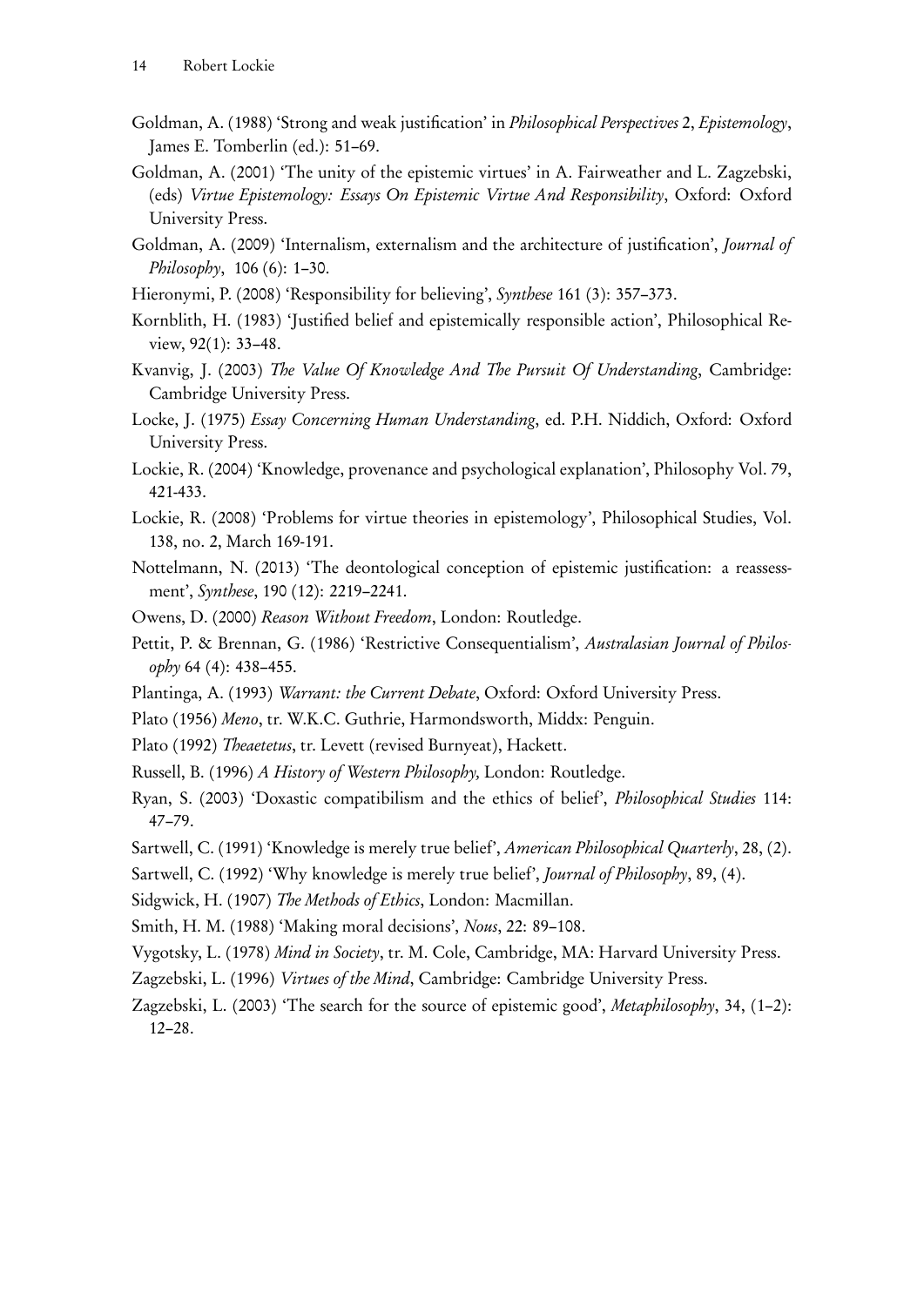Goldman, A. (1988) 'Strong and weak justification' in *Philosophical Perspectives* 2, *Epistemology*, James E. Tomberlin (ed.): 51–69.

Goldman, A. (2001) 'The unity of the epistemic virtues' in A. Fairweather and L. Zagzebski, (eds) *Virtue Epistemology: Essays On Epistemic Virtue And Responsibility*, Oxford: Oxford University Press.

Goldman, A. (2009) 'Internalism, externalism and the architecture of justification', *Journal of Philosophy*, 106 (6): 1–30.

Hieronymi, P. (2008) 'Responsibility for believing', *Synthese* 161 (3): 357–373.

Kornblith, H. (1983) 'Justified belief and epistemically responsible action', Philosophical Review, 92(1): 33–48.

Kvanvig, J. (2003) *The Value Of Knowledge And The Pursuit Of Understanding*, Cambridge: Cambridge University Press.

Locke, J. (1975) *Essay Concerning Human Understanding*, ed. P.H. Niddich, Oxford: Oxford University Press.

Lockie, R. (2004) 'Knowledge, provenance and psychological explanation', Philosophy Vol. 79, 421-433.

Lockie, R. (2008) 'Problems for virtue theories in epistemology', Philosophical Studies, Vol. 138, no. 2, March 169-191.

Nottelmann, N. (2013) 'The deontological conception of epistemic justification: a reassessment', *Synthese*, 190 (12): 2219–2241.

Owens, D. (2000) *Reason Without Freedom*, London: Routledge.

Pettit, P. & Brennan, G. (1986) 'Restrictive Consequentialism', *Australasian Journal of Philosophy* 64 (4): 438–455.

Plantinga, A. (1993) *Warrant: the Current Debate*, Oxford: Oxford University Press.

Plato (1956) *Meno*, tr. W.K.C. Guthrie, Harmondsworth, Middx: Penguin.

Plato (1992) *Theaetetus*, tr. Levett (revised Burnyeat), Hackett.

Russell, B. (1996) *A History of Western Philosophy,* London: Routledge.

Ryan, S. (2003) 'Doxastic compatibilism and the ethics of belief', *Philosophical Studies* 114: 47–79.

Sartwell, C. (1991) 'Knowledge is merely true belief', *American Philosophical Quarterly*, 28, (2).

Sartwell, C. (1992) 'Why knowledge is merely true belief', *Journal of Philosophy*, 89, (4).

Sidgwick, H. (1907) *The Methods of Ethics*, London: Macmillan.

Smith, H. M. (1988) 'Making moral decisions', *Nous*, 22: 89–108.

Vygotsky, L. (1978) *Mind in Society*, tr. M. Cole, Cambridge, MA: Harvard University Press.

Zagzebski, L. (1996) *Virtues of the Mind*, Cambridge: Cambridge University Press.

Zagzebski, L. (2003) 'The search for the source of epistemic good', *Metaphilosophy*, 34, (1–2): 12–28.